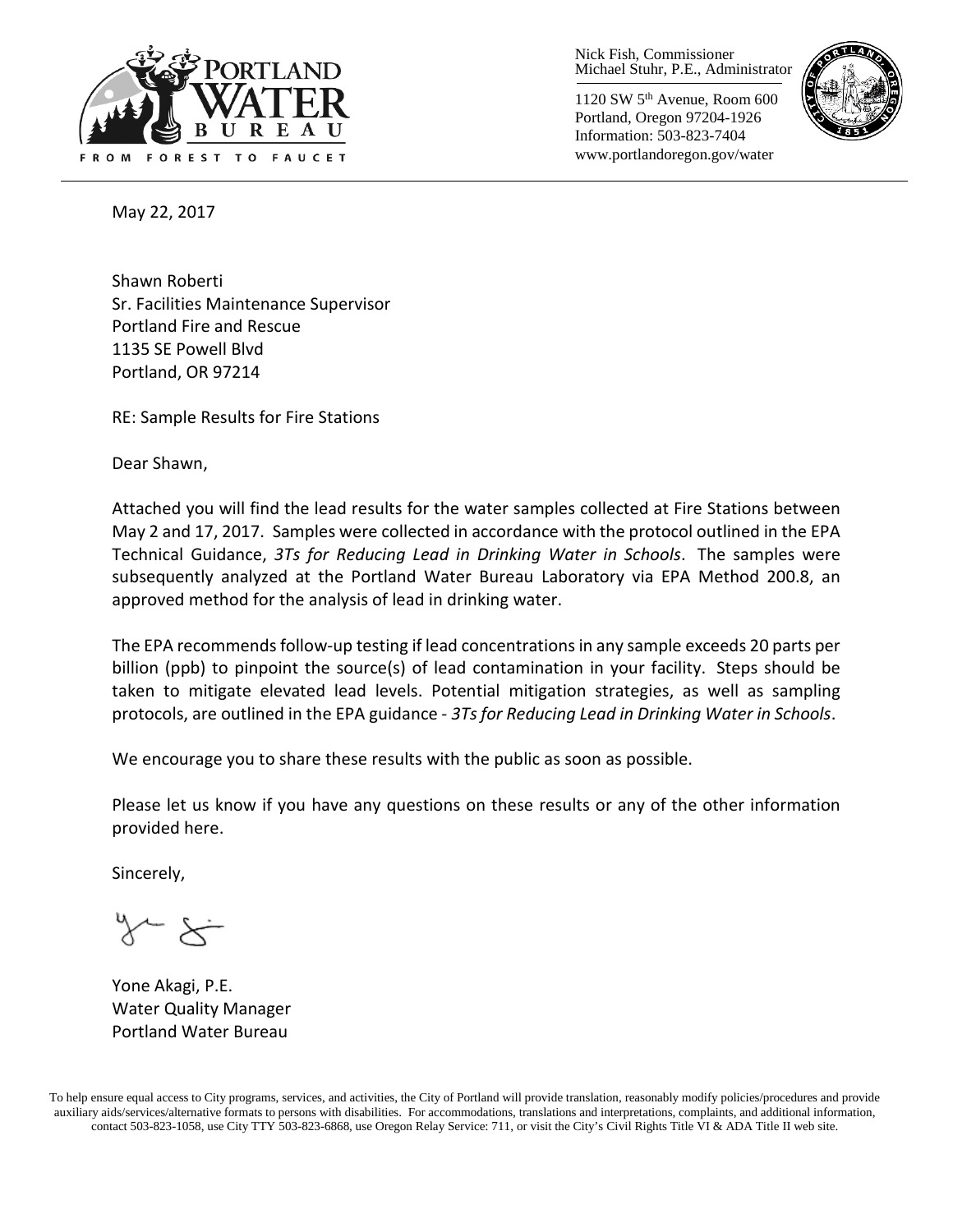PORTLAND WATER BUREAU

FROM FOREST TO FAUCET

Nick Fish, Commissioner
Michael Stuhr, P.E., Administrator

1120 SW 5th Avenue, Room 600
Portland, Oregon 97204-1926
Information: 503-823-7404
www.portlandoregon.gov/water

May 22, 2017

Shawn Roberti
Sr. Facilities Maintenance Supervisor
Portland Fire and Rescue
1135 SE Powell Blvd
Portland, OR 97214

RE: Sample Results for Fire Stations

Dear Shawn,

Attached you will find the lead results for the water samples collected at Fire Stations between May 2 and 17, 2017. Samples were collected in accordance with the protocol outlined in the EPA Technical Guidance, *3Ts for Reducing Lead in Drinking Water in Schools*. The samples were subsequently analyzed at the Portland Water Bureau Laboratory via EPA Method 200.8, an approved method for the analysis of lead in drinking water.

The EPA recommends follow-up testing if lead concentrations in any sample exceeds 20 parts per billion (ppb) to pinpoint the source(s) of lead contamination in your facility. Steps should be taken to mitigate elevated lead levels. Potential mitigation strategies, as well as sampling protocols, are outlined in the EPA guidance - *3Ts for Reducing Lead in Drinking Water in Schools*.

We encourage you to share these results with the public as soon as possible.

Please let us know if you have any questions on these results or any of the other information provided here.

Sincerely,

Yone Akagi, P.E.
Water Quality Manager
Portland Water Bureau

To help ensure equal access to City programs, services, and activities, the City of Portland will provide translation, reasonably modify policies/procedures and provide auxiliary aids/services/alternative formats to persons with disabilities. For accommodations, translations and interpretations, complaints, and additional information, contact 503-823-1058, use City TTY 503-823-6868, use Oregon Relay Service: 711, or visit the City's Civil Rights Title VI & ADA Title II web site.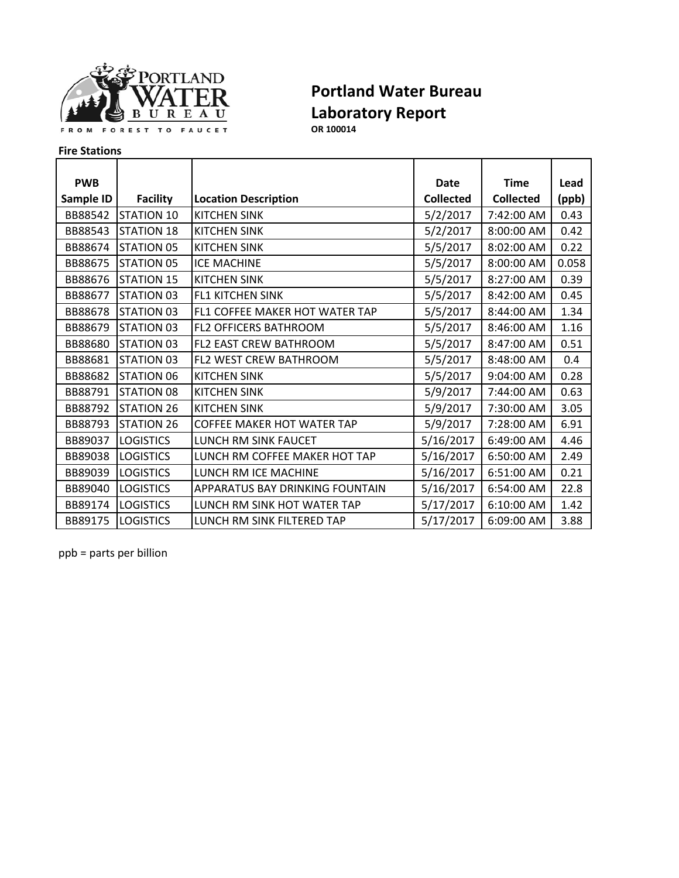# Portland Water Bureau Laboratory Report

**OR 100014**

**Fire Stations**

| PWB Sample ID | Facility | Location Description | Date Collected | Time Collected | Lead (ppb) |
|---|---|---|---|---|---|
| BB88542 | STATION 10 | KITCHEN SINK | 5/2/2017 | 7:42:00 AM | 0.43 |
| BB88543 | STATION 18 | KITCHEN SINK | 5/2/2017 | 8:00:00 AM | 0.42 |
| BB88674 | STATION 05 | KITCHEN SINK | 5/5/2017 | 8:02:00 AM | 0.22 |
| BB88675 | STATION 05 | ICE MACHINE | 5/5/2017 | 8:00:00 AM | 0.058 |
| BB88676 | STATION 15 | KITCHEN SINK | 5/5/2017 | 8:27:00 AM | 0.39 |
| BB88677 | STATION 03 | FL1 KITCHEN SINK | 5/5/2017 | 8:42:00 AM | 0.45 |
| BB88678 | STATION 03 | FL1 COFFEE MAKER HOT WATER TAP | 5/5/2017 | 8:44:00 AM | 1.34 |
| BB88679 | STATION 03 | FL2 OFFICERS BATHROOM | 5/5/2017 | 8:46:00 AM | 1.16 |
| BB88680 | STATION 03 | FL2 EAST CREW BATHROOM | 5/5/2017 | 8:47:00 AM | 0.51 |
| BB88681 | STATION 03 | FL2 WEST CREW BATHROOM | 5/5/2017 | 8:48:00 AM | 0.4 |
| BB88682 | STATION 06 | KITCHEN SINK | 5/5/2017 | 9:04:00 AM | 0.28 |
| BB88791 | STATION 08 | KITCHEN SINK | 5/9/2017 | 7:44:00 AM | 0.63 |
| BB88792 | STATION 26 | KITCHEN SINK | 5/9/2017 | 7:30:00 AM | 3.05 |
| BB88793 | STATION 26 | COFFEE MAKER HOT WATER TAP | 5/9/2017 | 7:28:00 AM | 6.91 |
| BB89037 | LOGISTICS | LUNCH RM SINK FAUCET | 5/16/2017 | 6:49:00 AM | 4.46 |
| BB89038 | LOGISTICS | LUNCH RM COFFEE MAKER HOT TAP | 5/16/2017 | 6:50:00 AM | 2.49 |
| BB89039 | LOGISTICS | LUNCH RM ICE MACHINE | 5/16/2017 | 6:51:00 AM | 0.21 |
| BB89040 | LOGISTICS | APPARATUS BAY DRINKING FOUNTAIN | 5/16/2017 | 6:54:00 AM | 22.8 |
| BB89174 | LOGISTICS | LUNCH RM SINK HOT WATER TAP | 5/17/2017 | 6:10:00 AM | 1.42 |
| BB89175 | LOGISTICS | LUNCH RM SINK FILTERED TAP | 5/17/2017 | 6:09:00 AM | 3.88 |

ppb = parts per billion